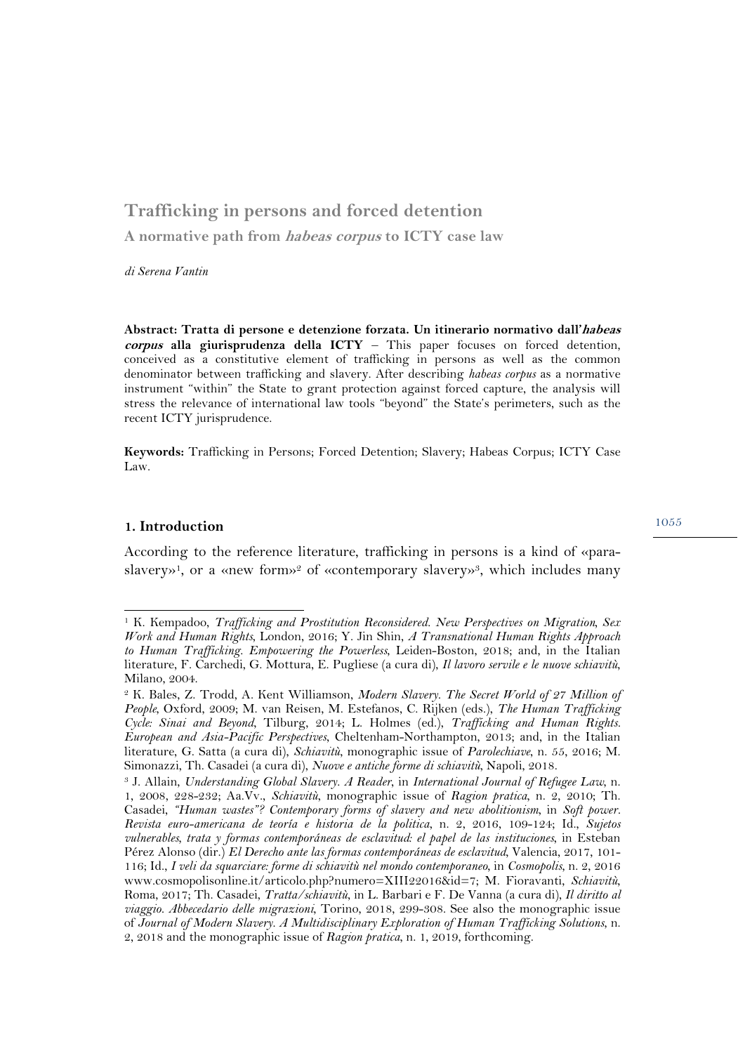# Trafficking in persons and forced detention

## A normative path from *habeas corpus* to ICTY case law

*di Serena Vantin*

**Abstract: Tratta di persone e detenzione forzata. Un itinerario normativo dall'*habeas corpus* alla giurisprudenza della ICTY** – This paper focuses on forced detention, conceived as a constitutive element of trafficking in persons as well as the common denominator between trafficking and slavery. After describing *habeas corpus* as a normative instrument "within" the State to grant protection against forced capture, the analysis will stress the relevance of international law tools "beyond" the State's perimeters, such as the recent ICTY jurisprudence.

**Keywords:** Trafficking in Persons; Forced Detention; Slavery; Habeas Corpus; ICTY Case Law.

### 1. Introduction

According to the reference literature, trafficking in persons is a kind of «para-slavery»[1], or a «new form»[2] of «contemporary slavery»[3], which includes many

---

[1] K. Kempadoo, *Trafficking and Prostitution Reconsidered. New Perspectives on Migration, Sex Work and Human Rights*, London, 2016; Y. Jin Shin, *A Transnational Human Rights Approach to Human Trafficking. Empowering the Powerless*, Leiden-Boston, 2018; and, in the Italian literature, F. Carchedi, G. Mottura, E. Pugliese (a cura di), *Il lavoro servile e le nuove schiavitù*, Milano, 2004.

[2] K. Bales, Z. Trodd, A. Kent Williamson, *Modern Slavery. The Secret World of 27 Million of People*, Oxford, 2009; M. van Reisen, M. Estefanos, C. Rijken (eds.), *The Human Trafficking Cycle: Sinai and Beyond*, Tilburg, 2014; L. Holmes (ed.), *Trafficking and Human Rights. European and Asia-Pacific Perspectives*, Cheltenham-Northampton, 2013; and, in the Italian literature, G. Satta (a cura di), *Schiavitù*, monographic issue of *Parolechiave*, n. 55, 2016; M. Simonazzi, Th. Casadei (a cura di), *Nuove e antiche forme di schiavitù*, Napoli, 2018.

[3] J. Allain, *Understanding Global Slavery. A Reader*, in *International Journal of Refugee Law*, n. 1, 2008, 228-232; Aa.Vv., *Schiavitù*, monographic issue of *Ragion pratica*, n. 2, 2010; Th. Casadei, *"Human wastes"? Contemporary forms of slavery and new abolitionism*, in *Soft power. Revista euro-americana de teoría e historia de la politica*, n. 2, 2016, 109-124; Id., *Sujetos vulnerables, trata y formas contemporáneas de esclavitud: el papel de las instituciones*, in Esteban Pérez Alonso (dir.) *El Derecho ante las formas contemporáneas de esclavitud*, Valencia, 2017, 101-116; Id., *I veli da squarciare: forme di schiavitù nel mondo contemporaneo*, in *Cosmopolis*, n. 2, 2016 www.cosmopolisonline.it/articolo.php?numero=XIII22016&id=7; M. Fioravanti, *Schiavitù*, Roma, 2017; Th. Casadei, *Tratta/schiavitù*, in L. Barbari e F. De Vanna (a cura di), *Il diritto al viaggio. Abbecedario delle migrazioni*, Torino, 2018, 299-308. See also the monographic issue of *Journal of Modern Slavery. A Multidisciplinary Exploration of Human Trafficking Solutions*, n. 2, 2018 and the monographic issue of *Ragion pratica*, n. 1, 2019, forthcoming.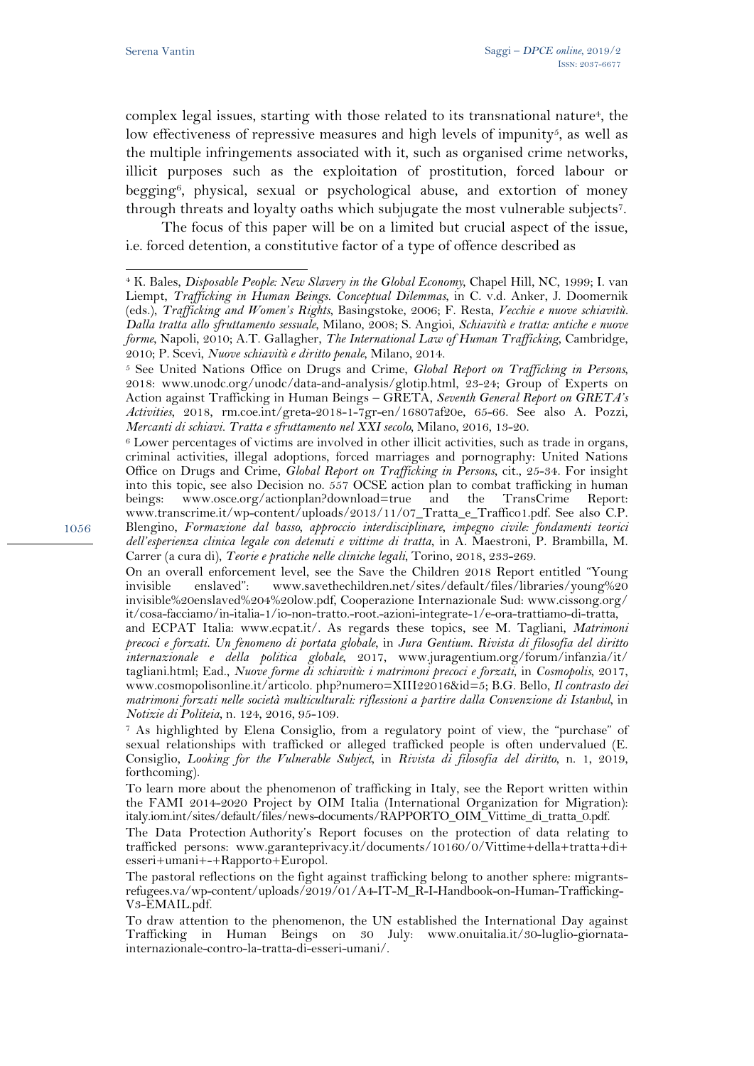complex legal issues, starting with those related to its transnational nature[4], the low effectiveness of repressive measures and high levels of impunity[5], as well as the multiple infringements associated with it, such as organised crime networks, illicit purposes such as the exploitation of prostitution, forced labour or begging[6], physical, sexual or psychological abuse, and extortion of money through threats and loyalty oaths which subjugate the most vulnerable subjects[7].

The focus of this paper will be on a limited but crucial aspect of the issue, i.e. forced detention, a constitutive factor of a type of offence described as

---

[4] K. Bales, *Disposable People: New Slavery in the Global Economy*, Chapel Hill, NC, 1999; I. van Liempt, *Trafficking in Human Beings. Conceptual Dilemmas*, in C. v.d. Anker, J. Doomernik (eds.), *Trafficking and Women's Rights*, Basingstoke, 2006; F. Resta, *Vecchie e nuove schiavitù. Dalla tratta allo sfruttamento sessuale*, Milano, 2008; S. Angioi, *Schiavitù e tratta: antiche e nuove forme*, Napoli, 2010; A.T. Gallagher, *The International Law of Human Trafficking*, Cambridge, 2010; P. Scevi, *Nuove schiavitù e diritto penale*, Milano, 2014.

[5] See United Nations Office on Drugs and Crime, *Global Report on Trafficking in Persons*, 2018: www.unodc.org/unodc/data-and-analysis/glotip.html, 23-24; Group of Experts on Action against Trafficking in Human Beings – GRETA, *Seventh General Report on GRETA's Activities*, 2018, rm.coe.int/greta-2018-1-7gr-en/16807af20e, 65-66. See also A. Pozzi, *Mercanti di schiavi. Tratta e sfruttamento nel XXI secolo*, Milano, 2016, 13-20.

[6] Lower percentages of victims are involved in other illicit activities, such as trade in organs, criminal activities, illegal adoptions, forced marriages and pornography: United Nations Office on Drugs and Crime, *Global Report on Trafficking in Persons*, cit., 25-34. For insight into this topic, see also Decision no. 557 OCSE action plan to combat trafficking in human beings: www.osce.org/actionplan?download=true and the TransCrime Report: www.transcrime.it/wp-content/uploads/2013/11/07_Tratta_e_Traffico1.pdf. See also C.P. Blengino, *Formazione dal basso, approccio interdisciplinare, impegno civile: fondamenti teorici dell'esperienza clinica legale con detenuti e vittime di tratta*, in A. Maestroni, P. Brambilla, M. Carrer (a cura di), *Teorie e pratiche nelle cliniche legali*, Torino, 2018, 233-269.

On an overall enforcement level, see the Save the Children 2018 Report entitled "Young invisible enslaved": www.savethechildren.net/sites/default/files/libraries/young%20invisible%20enslaved%204%20low.pdf, Cooperazione Internazionale Sud: www.cissong.org/it/cosa-facciamo/in-italia-1/io-non-tratto.-root.-azioni-integrate-1/e-ora-trattiamo-di-tratta, and ECPAT Italia: www.ecpat.it/. As regards these topics, see M. Tagliani, *Matrimoni precoci e forzati. Un fenomeno di portata globale*, in *Jura Gentium. Rivista di filosofia del diritto internazionale e della politica globale*, 2017, www.juragentium.org/forum/infanzia/it/tagliani.html; Ead., *Nuove forme di schiavitù: i matrimoni precoci e forzati*, in *Cosmopolis*, 2017, www.cosmopolisonline.it/articolo. php?numero=XIII22016&id=5; B.G. Bello, *Il contrasto dei matrimoni forzati nelle società multiculturali: riflessioni a partire dalla Convenzione di Istanbul*, in *Notizie di Politeia*, n. 124, 2016, 95-109.

[7] As highlighted by Elena Consiglio, from a regulatory point of view, the "purchase" of sexual relationships with trafficked or alleged trafficked people is often undervalued (E. Consiglio, *Looking for the Vulnerable Subject*, in *Rivista di filosofia del diritto*, n. 1, 2019, forthcoming).

To learn more about the phenomenon of trafficking in Italy, see the Report written within the FAMI 2014-2020 Project by OIM Italia (International Organization for Migration): italy.iom.int/sites/default/files/news-documents/RAPPORTO_OIM_Vittime_di_tratta_0.pdf.

The Data Protection Authority's Report focuses on the protection of data relating to trafficked persons: www.garanteprivacy.it/documents/10160/0/Vittime+della+tratta+di+esseri+umani+-+Rapporto+Europol.

The pastoral reflections on the fight against trafficking belong to another sphere: migrants-refugees.va/wp-content/uploads/2019/01/A4-IT-M_R-I-Handbook-on-Human-Trafficking-V3-EMAIL.pdf.

To draw attention to the phenomenon, the UN established the International Day against Trafficking in Human Beings on 30 July: www.onuitalia.it/30-luglio-giornata-internazionale-contro-la-tratta-di-esseri-umani/.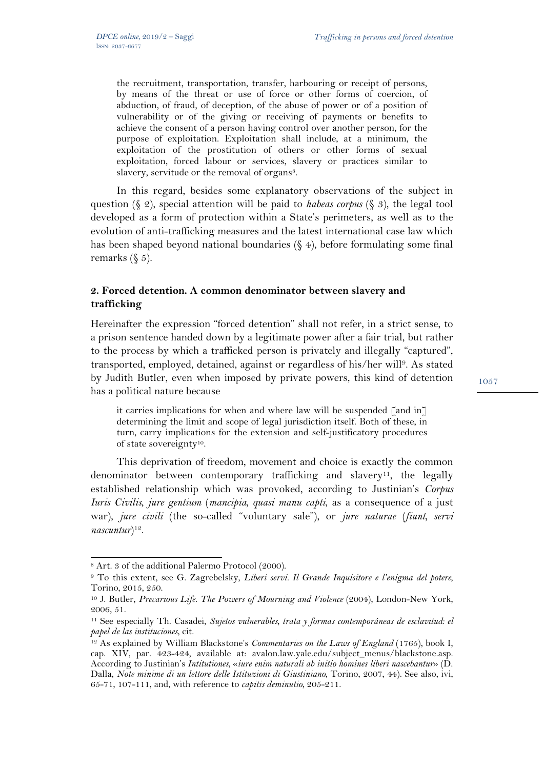> the recruitment, transportation, transfer, harbouring or receipt of persons, by means of the threat or use of force or other forms of coercion, of abduction, of fraud, of deception, of the abuse of power or of a position of vulnerability or of the giving or receiving of payments or benefits to achieve the consent of a person having control over another person, for the purpose of exploitation. Exploitation shall include, at a minimum, the exploitation of the prostitution of others or other forms of sexual exploitation, forced labour or services, slavery or practices similar to slavery, servitude or the removal of organs[8].

In this regard, besides some explanatory observations of the subject in question (§ 2), special attention will be paid to *habeas corpus* (§ 3), the legal tool developed as a form of protection within a State's perimeters, as well as to the evolution of anti-trafficking measures and the latest international case law which has been shaped beyond national boundaries (§ 4), before formulating some final remarks (§ 5).

## 2. Forced detention. A common denominator between slavery and trafficking

Hereinafter the expression "forced detention" shall not refer, in a strict sense, to a prison sentence handed down by a legitimate power after a fair trial, but rather to the process by which a trafficked person is privately and illegally "captured", transported, employed, detained, against or regardless of his/her will[9]. As stated by Judith Butler, even when imposed by private powers, this kind of detention has a political nature because

> it carries implications for when and where law will be suspended [and in] determining the limit and scope of legal jurisdiction itself. Both of these, in turn, carry implications for the extension and self-justificatory procedures of state sovereignty[10].

This deprivation of freedom, movement and choice is exactly the common denominator between contemporary trafficking and slavery[11], the legally established relationship which was provoked, according to Justinian's *Corpus Iuris Civilis*, *jure gentium* (*mancipia*, *quasi manu capti*, as a consequence of a just war), *jure civili* (the so-called "voluntary sale"), or *jure naturae* (*fiunt*, *servi nascuntur*)[12].

---

[8] Art. 3 of the additional Palermo Protocol (2000).

[9] To this extent, see G. Zagrebelsky, *Liberi servi. Il Grande Inquisitore e l'enigma del potere*, Torino, 2015, 250.

[10] J. Butler, *Precarious Life. The Powers of Mourning and Violence* (2004), London-New York, 2006, 51.

[11] See especially Th. Casadei, *Sujetos vulnerables, trata y formas contemporáneas de esclavitud: el papel de las instituciones*, cit.

[12] As explained by William Blackstone's *Commentaries on the Laws of England* (1765), book I, cap. XIV, par. 423-424, available at: avalon.law.yale.edu/subject_menus/blackstone.asp. According to Justinian's *Intitutiones*, «*iure enim naturali ab initio homines liberi nascebantur*» (D. Dalla, *Note minime di un lettore delle Istituzioni di Giustiniano*, Torino, 2007, 44). See also, ivi, 65-71, 107-111, and, with reference to *capitis deminutio*, 205-211.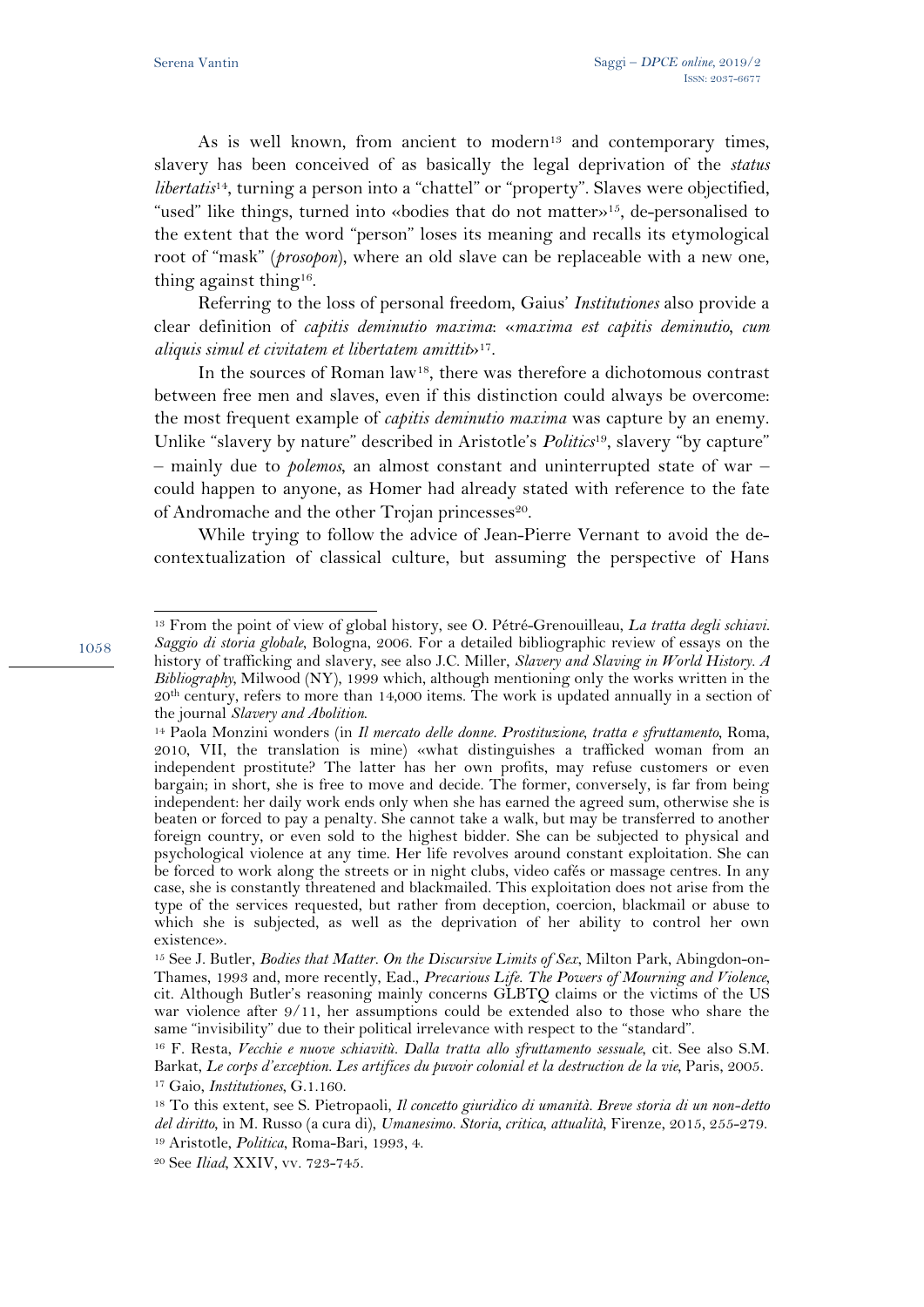As is well known, from ancient to modern[13] and contemporary times, slavery has been conceived of as basically the legal deprivation of the *status libertatis*[14], turning a person into a "chattel" or "property". Slaves were objectified, "used" like things, turned into «bodies that do not matter»[15], de-personalised to the extent that the word "person" loses its meaning and recalls its etymological root of "mask" (*prosopon*), where an old slave can be replaceable with a new one, thing against thing[16].

Referring to the loss of personal freedom, Gaius' *Institutiones* also provide a clear definition of *capitis deminutio maxima*: «*maxima est capitis deminutio, cum aliquis simul et civitatem et libertatem amittit*»[17].

In the sources of Roman law[18], there was therefore a dichotomous contrast between free men and slaves, even if this distinction could always be overcome: the most frequent example of *capitis deminutio maxima* was capture by an enemy. Unlike "slavery by nature" described in Aristotle's *Politics*[19], slavery "by capture" – mainly due to *polemos*, an almost constant and uninterrupted state of war – could happen to anyone, as Homer had already stated with reference to the fate of Andromache and the other Trojan princesses[20].

While trying to follow the advice of Jean-Pierre Vernant to avoid the de-contextualization of classical culture, but assuming the perspective of Hans

---

[13] From the point of view of global history, see O. Pétré-Grenouilleau, *La tratta degli schiavi. Saggio di storia globale*, Bologna, 2006. For a detailed bibliographic review of essays on the history of trafficking and slavery, see also J.C. Miller, *Slavery and Slaving in World History. A Bibliography*, Milwood (NY), 1999 which, although mentioning only the works written in the 20th century, refers to more than 14,000 items. The work is updated annually in a section of the journal *Slavery and Abolition*.

[14] Paola Monzini wonders (in *Il mercato delle donne. Prostituzione, tratta e sfruttamento*, Roma, 2010, VII, the translation is mine) «what distinguishes a trafficked woman from an independent prostitute? The latter has her own profits, may refuse customers or even bargain; in short, she is free to move and decide. The former, conversely, is far from being independent: her daily work ends only when she has earned the agreed sum, otherwise she is beaten or forced to pay a penalty. She cannot take a walk, but may be transferred to another foreign country, or even sold to the highest bidder. She can be subjected to physical and psychological violence at any time. Her life revolves around constant exploitation. She can be forced to work along the streets or in night clubs, video cafés or massage centres. In any case, she is constantly threatened and blackmailed. This exploitation does not arise from the type of the services requested, but rather from deception, coercion, blackmail or abuse to which she is subjected, as well as the deprivation of her ability to control her own existence».

[15] See J. Butler, *Bodies that Matter. On the Discursive Limits of Sex*, Milton Park, Abingdon-on-Thames, 1993 and, more recently, Ead., *Precarious Life. The Powers of Mourning and Violence*, cit. Although Butler's reasoning mainly concerns GLBTQ claims or the victims of the US war violence after 9/11, her assumptions could be extended also to those who share the same "invisibility" due to their political irrelevance with respect to the "standard".

[16] F. Resta, *Vecchie e nuove schiavitù. Dalla tratta allo sfruttamento sessuale*, cit. See also S.M. Barkat, *Le corps d'exception. Les artifices du puvoir colonial et la destruction de la vie*, Paris, 2005.

[17] Gaio, *Institutiones*, G.1.160.

[18] To this extent, see S. Pietropaoli, *Il concetto giuridico di umanità. Breve storia di un non-detto del diritto*, in M. Russo (a cura di), *Umanesimo. Storia, critica, attualità*, Firenze, 2015, 255-279.

[19] Aristotle, *Politica*, Roma-Bari, 1993, 4.

[20] See *Iliad*, XXIV, vv. 723-745.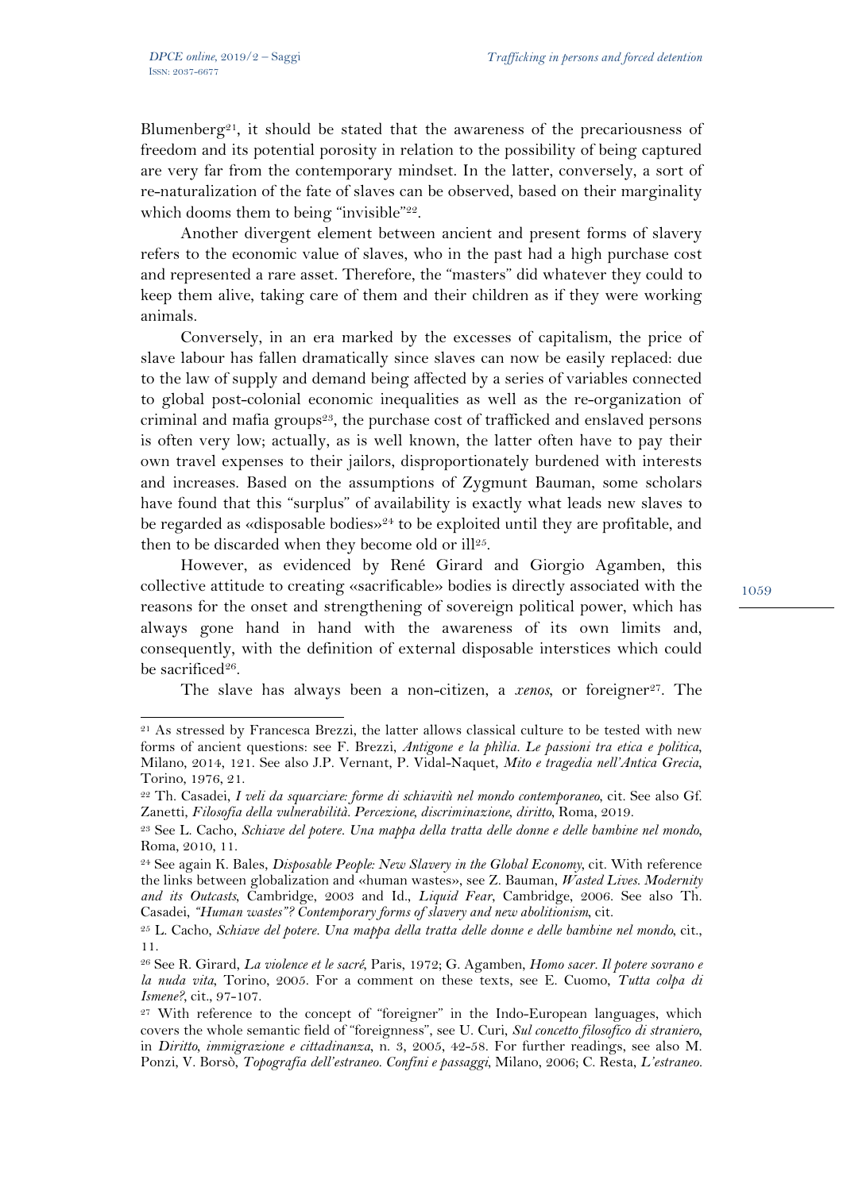Blumenberg[21], it should be stated that the awareness of the precariousness of freedom and its potential porosity in relation to the possibility of being captured are very far from the contemporary mindset. In the latter, conversely, a sort of re-naturalization of the fate of slaves can be observed, based on their marginality which dooms them to being "invisible"[22].

Another divergent element between ancient and present forms of slavery refers to the economic value of slaves, who in the past had a high purchase cost and represented a rare asset. Therefore, the "masters" did whatever they could to keep them alive, taking care of them and their children as if they were working animals.

Conversely, in an era marked by the excesses of capitalism, the price of slave labour has fallen dramatically since slaves can now be easily replaced: due to the law of supply and demand being affected by a series of variables connected to global post-colonial economic inequalities as well as the re-organization of criminal and mafia groups[23], the purchase cost of trafficked and enslaved persons is often very low; actually, as is well known, the latter often have to pay their own travel expenses to their jailors, disproportionately burdened with interests and increases. Based on the assumptions of Zygmunt Bauman, some scholars have found that this "surplus" of availability is exactly what leads new slaves to be regarded as «disposable bodies»[24] to be exploited until they are profitable, and then to be discarded when they become old or ill[25].

However, as evidenced by René Girard and Giorgio Agamben, this collective attitude to creating «sacrificable» bodies is directly associated with the reasons for the onset and strengthening of sovereign political power, which has always gone hand in hand with the awareness of its own limits and, consequently, with the definition of external disposable interstices which could be sacrificed[26].

The slave has always been a non-citizen, a *xenos*, or foreigner[27]. The

---

[21] As stressed by Francesca Brezzi, the latter allows classical culture to be tested with new forms of ancient questions: see F. Brezzi, *Antigone e la philia. Le passioni tra etica e politica*, Milano, 2014, 121. See also J.P. Vernant, P. Vidal-Naquet, *Mito e tragedia nell'Antica Grecia*, Torino, 1976, 21.

[22] Th. Casadei, *I veli da squarciare: forme di schiavitù nel mondo contemporaneo*, cit. See also Gf. Zanetti, *Filosofia della vulnerabilità. Percezione, discriminazione, diritto*, Roma, 2019.

[23] See L. Cacho, *Schiave del potere. Una mappa della tratta delle donne e delle bambine nel mondo*, Roma, 2010, 11.

[24] See again K. Bales, *Disposable People: New Slavery in the Global Economy*, cit. With reference the links between globalization and «human wastes», see Z. Bauman, *Wasted Lives. Modernity and its Outcasts*, Cambridge, 2003 and Id., *Liquid Fear*, Cambridge, 2006. See also Th. Casadei, *"Human wastes"? Contemporary forms of slavery and new abolitionism*, cit.

[25] L. Cacho, *Schiave del potere. Una mappa della tratta delle donne e delle bambine nel mondo*, cit., 11.

[26] See R. Girard, *La violence et le sacré*, Paris, 1972; G. Agamben, *Homo sacer. Il potere sovrano e la nuda vita*, Torino, 2005. For a comment on these texts, see E. Cuomo, *Tutta colpa di Ismene?*, cit., 97-107.

[27] With reference to the concept of "foreigner" in the Indo-European languages, which covers the whole semantic field of "foreignness", see U. Curi, *Sul concetto filosofico di straniero*, in *Diritto, immigrazione e cittadinanza*, n. 3, 2005, 42-58. For further readings, see also M. Ponzi, V. Borsò, *Topografia dell'estraneo. Confini e passaggi*, Milano, 2006; C. Resta, *L'estraneo.*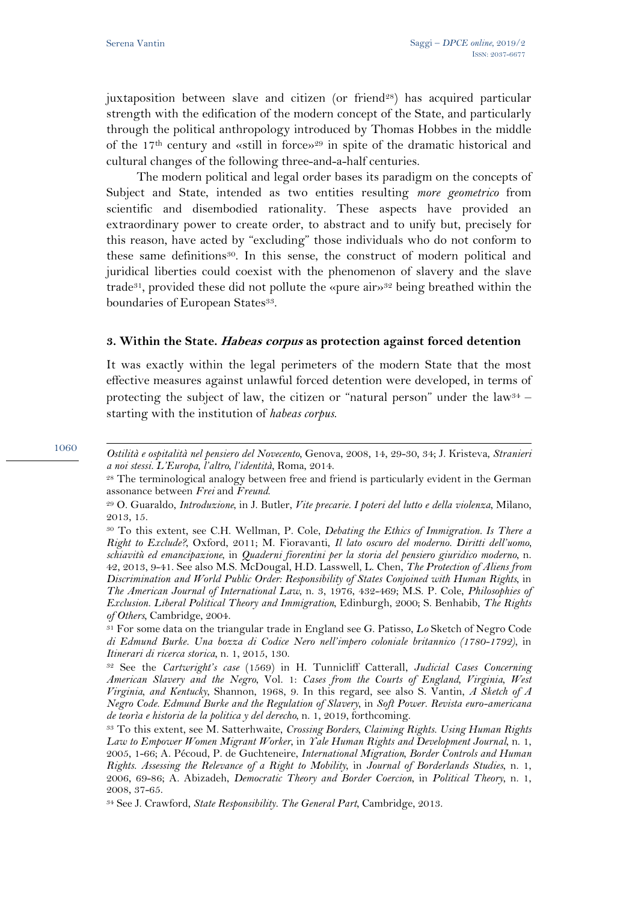juxtaposition between slave and citizen (or friend[28]) has acquired particular strength with the edification of the modern concept of the State, and particularly through the political anthropology introduced by Thomas Hobbes in the middle of the 17th century and «still in force»[29] in spite of the dramatic historical and cultural changes of the following three-and-a-half centuries.

The modern political and legal order bases its paradigm on the concepts of Subject and State, intended as two entities resulting *more geometrico* from scientific and disembodied rationality. These aspects have provided an extraordinary power to create order, to abstract and to unify but, precisely for this reason, have acted by "excluding" those individuals who do not conform to these same definitions[30]. In this sense, the construct of modern political and juridical liberties could coexist with the phenomenon of slavery and the slave trade[31], provided these did not pollute the «pure air»[32] being breathed within the boundaries of European States[33].

### 3. Within the State. *Habeas corpus* as protection against forced detention

It was exactly within the legal perimeters of the modern State that the most effective measures against unlawful forced detention were developed, in terms of protecting the subject of law, the citizen or "natural person" under the law[34] – starting with the institution of *habeas corpus*.

---

*Ostilità e ospitalità nel pensiero del Novecento*, Genova, 2008, 14, 29-30, 34; J. Kristeva, *Stranieri a noi stessi. L'Europa, l'altro, l'identità*, Roma, 2014.

[28] The terminological analogy between free and friend is particularly evident in the German assonance between *Frei* and *Freund*.

[29] O. Guaraldo, *Introduzione*, in J. Butler, *Vite precarie. I poteri del lutto e della violenza*, Milano, 2013, 15.

[30] To this extent, see C.H. Wellman, P. Cole, *Debating the Ethics of Immigration. Is There a Right to Exclude?*, Oxford, 2011; M. Fioravanti, *Il lato oscuro del moderno. Diritti dell'uomo, schiavitù ed emancipazione*, in *Quaderni fiorentini per la storia del pensiero giuridico moderno*, n. 42, 2013, 9-41. See also M.S. McDougal, H.D. Lasswell, L. Chen, *The Protection of Aliens from Discrimination and World Public Order: Responsibility of States Conjoined with Human Rights*, in *The American Journal of International Law*, n. 3, 1976, 432-469; M.S. P. Cole, *Philosophies of Exclusion. Liberal Political Theory and Immigration*, Edinburgh, 2000; S. Benhabib, *The Rights of Others*, Cambridge, 2004.

[31] For some data on the triangular trade in England see G. Patisso, *Lo* Sketch of Negro Code *di Edmund Burke. Una bozza di Codice Nero nell'impero coloniale britannico (1780-1792)*, in *Itinerari di ricerca storica*, n. 1, 2015, 130.

[32] See the *Cartwright's case* (1569) in H. Tunnicliff Catterall, *Judicial Cases Concerning American Slavery and the Negro*, Vol. 1: *Cases from the Courts of England, Virginia, West Virginia, and Kentucky*, Shannon, 1968, 9. In this regard, see also S. Vantin, *A Sketch of A Negro Code. Edmund Burke and the Regulation of Slavery*, in *Soft Power. Revista euro-americana de teorìa e historia de la politica y del derecho*, n. 1, 2019, forthcoming.

[33] To this extent, see M. Satterhwaite, *Crossing Borders, Claiming Rights. Using Human Rights Law to Empower Women Migrant Worker*, in *Yale Human Rights and Development Journal*, n. 1, 2005, 1-66; A. Pécoud, P. de Guchteneire, *International Migration, Border Controls and Human Rights. Assessing the Relevance of a Right to Mobility*, in *Journal of Borderlands Studies*, n. 1, 2006, 69-86; A. Abizadeh, *Democratic Theory and Border Coercion*, in *Political Theory*, n. 1, 2008, 37-65.

[34] See J. Crawford, *State Responsibility. The General Part*, Cambridge, 2013.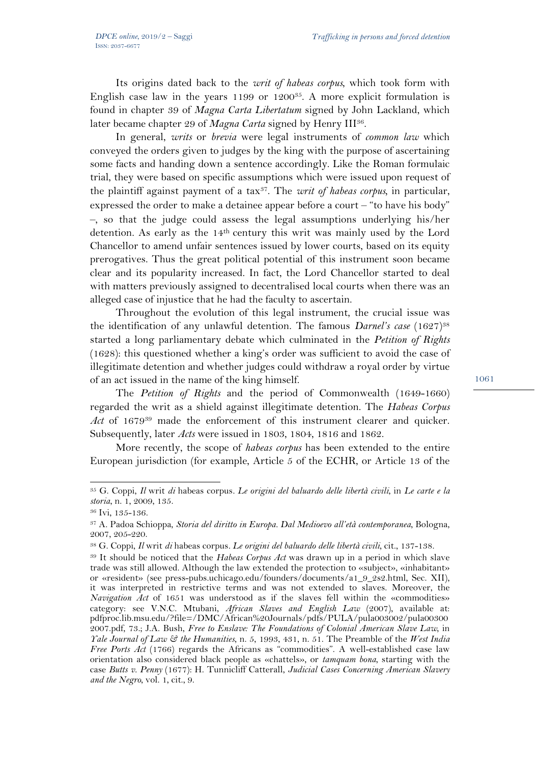Its origins dated back to the *writ of habeas corpus*, which took form with English case law in the years 1199 or 1200[35]. A more explicit formulation is found in chapter 39 of *Magna Carta Libertatum* signed by John Lackland, which later became chapter 29 of *Magna Carta* signed by Henry III[36].

In general, *writs* or *brevia* were legal instruments of *common law* which conveyed the orders given to judges by the king with the purpose of ascertaining some facts and handing down a sentence accordingly. Like the Roman formulaic trial, they were based on specific assumptions which were issued upon request of the plaintiff against payment of a tax[37]. The *writ of habeas corpus*, in particular, expressed the order to make a detainee appear before a court – "to have his body" –, so that the judge could assess the legal assumptions underlying his/her detention. As early as the 14th century this writ was mainly used by the Lord Chancellor to amend unfair sentences issued by lower courts, based on its equity prerogatives. Thus the great political potential of this instrument soon became clear and its popularity increased. In fact, the Lord Chancellor started to deal with matters previously assigned to decentralised local courts when there was an alleged case of injustice that he had the faculty to ascertain.

Throughout the evolution of this legal instrument, the crucial issue was the identification of any unlawful detention. The famous *Darnel's case* (1627)[38] started a long parliamentary debate which culminated in the *Petition of Rights* (1628): this questioned whether a king's order was sufficient to avoid the case of illegitimate detention and whether judges could withdraw a royal order by virtue of an act issued in the name of the king himself.

The *Petition of Rights* and the period of Commonwealth (1649-1660) regarded the writ as a shield against illegitimate detention. The *Habeas Corpus Act* of 1679[39] made the enforcement of this instrument clearer and quicker. Subsequently, later *Acts* were issued in 1803, 1804, 1816 and 1862.

More recently, the scope of *habeas corpus* has been extended to the entire European jurisdiction (for example, Article 5 of the ECHR, or Article 13 of the

---

[35] G. Coppi, *Il* writ *di* habeas corpus. *Le origini del baluardo delle libertà civili*, in *Le carte e la storia*, n. 1, 2009, 135.

[36] Ivi, 135-136.

[37] A. Padoa Schioppa, *Storia del diritto in Europa. Dal Medioevo all'età contemporanea*, Bologna, 2007, 205-220.

[38] G. Coppi, *Il* writ *di* habeas corpus. *Le origini del baluardo delle libertà civili*, cit., 137-138.

[39] It should be noticed that the *Habeas Corpus Act* was drawn up in a period in which slave trade was still allowed. Although the law extended the protection to «subject», «inhabitant» or «resident» (see press-pubs.uchicago.edu/founders/documents/a1_9_2s2.html, Sec. XII), it was interpreted in restrictive terms and was not extended to slaves. Moreover, the *Navigation Act* of 1651 was understood as if the slaves fell within the «commodities» category: see V.N.C. Mtubani, *African Slaves and English Law* (2007), available at: pdfproc.lib.msu.edu/?file=/DMC/African%20Journals/pdfs/PULA/pula003002/pula00300 2007.pdf, 73.; J.A. Bush, *Free to Enslave: The Foundations of Colonial American Slave Law*, in *Yale Journal of Law & the Humanities*, n. 5, 1993, 431, n. 51. The Preamble of the *West India Free Ports Act* (1766) regards the Africans as "commodities". A well-established case law orientation also considered black people as «chattels», or *tamquam bona*, starting with the case *Butts v. Penny* (1677): H. Tunnicliff Catterall, *Judicial Cases Concerning American Slavery and the Negro*, vol. 1, cit., 9.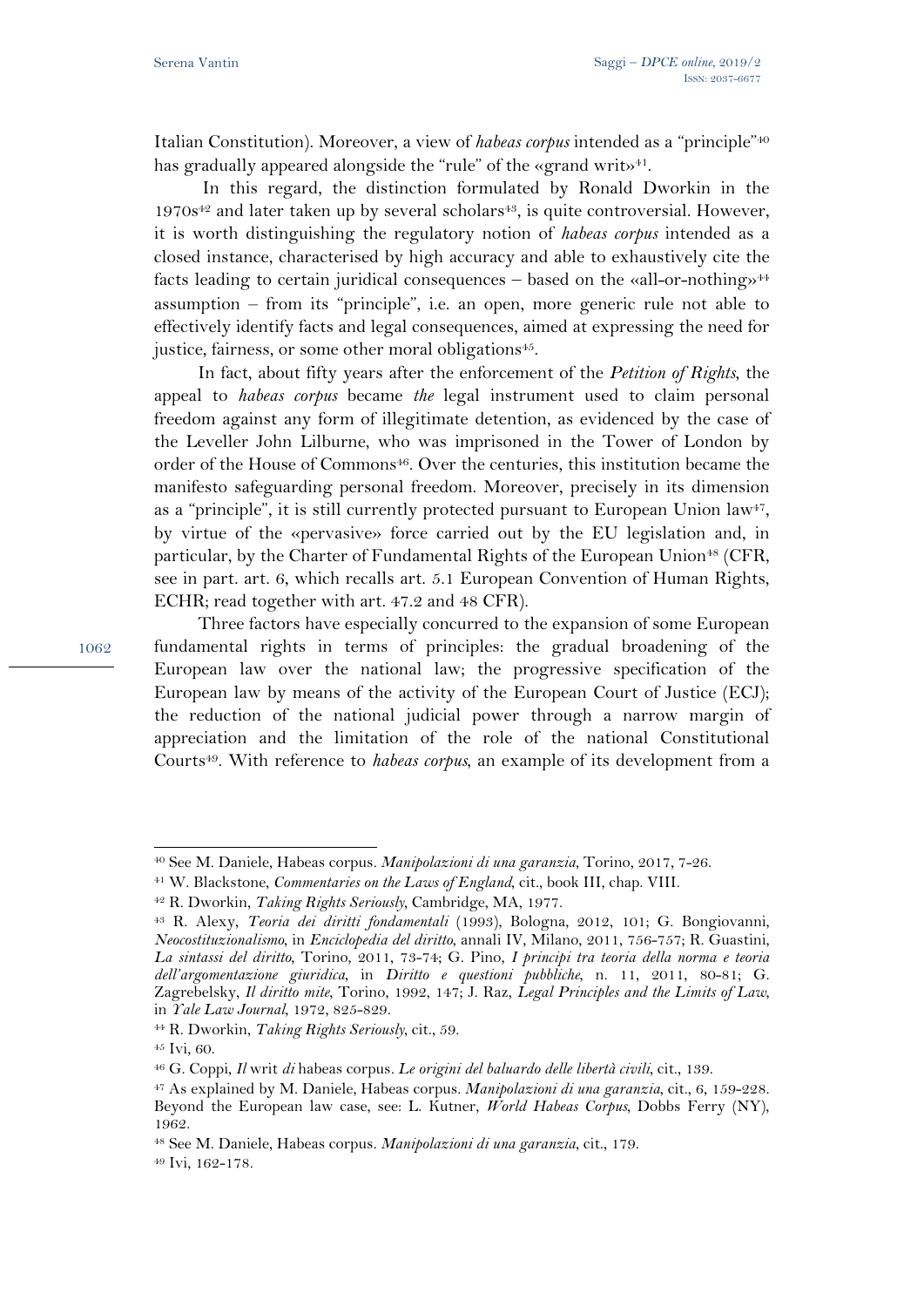Italian Constitution). Moreover, a view of *habeas corpus* intended as a "principle"[40] has gradually appeared alongside the "rule" of the «grand writ»[41].

In this regard, the distinction formulated by Ronald Dworkin in the 1970s[42] and later taken up by several scholars[43], is quite controversial. However, it is worth distinguishing the regulatory notion of *habeas corpus* intended as a closed instance, characterised by high accuracy and able to exhaustively cite the facts leading to certain juridical consequences – based on the «all-or-nothing»[44] assumption – from its "principle", i.e. an open, more generic rule not able to effectively identify facts and legal consequences, aimed at expressing the need for justice, fairness, or some other moral obligations[45].

In fact, about fifty years after the enforcement of the *Petition of Rights*, the appeal to *habeas corpus* became *the* legal instrument used to claim personal freedom against any form of illegitimate detention, as evidenced by the case of the Leveller John Lilburne, who was imprisoned in the Tower of London by order of the House of Commons[46]. Over the centuries, this institution became the manifesto safeguarding personal freedom. Moreover, precisely in its dimension as a "principle", it is still currently protected pursuant to European Union law[47], by virtue of the «pervasive» force carried out by the EU legislation and, in particular, by the Charter of Fundamental Rights of the European Union[48] (CFR, see in part. art. 6, which recalls art. 5.1 European Convention of Human Rights, ECHR; read together with art. 47.2 and 48 CFR).

Three factors have especially concurred to the expansion of some European fundamental rights in terms of principles: the gradual broadening of the European law over the national law; the progressive specification of the European law by means of the activity of the European Court of Justice (ECJ); the reduction of the national judicial power through a narrow margin of appreciation and the limitation of the role of the national Constitutional Courts[49]. With reference to *habeas corpus*, an example of its development from a

---

[40] See M. Daniele, Habeas corpus. *Manipolazioni di una garanzia*, Torino, 2017, 7-26.

[41] W. Blackstone, *Commentaries on the Laws of England*, cit., book III, chap. VIII.

[42] R. Dworkin, *Taking Rights Seriously*, Cambridge, MA, 1977.

[43] R. Alexy, *Teoria dei diritti fondamentali* (1993), Bologna, 2012, 101; G. Bongiovanni, *Neocostituzionalismo*, in *Enciclopedia del diritto*, annali IV, Milano, 2011, 756-757; R. Guastini, *La sintassi del diritto*, Torino, 2011, 73-74; G. Pino, *I principi tra teoria della norma e teoria dell'argomentazione giuridica*, in *Diritto e questioni pubbliche*, n. 11, 2011, 80-81; G. Zagrebelsky, *Il diritto mite*, Torino, 1992, 147; J. Raz, *Legal Principles and the Limits of Law*, in *Yale Law Journal*, 1972, 825-829.

[44] R. Dworkin, *Taking Rights Seriously*, cit., 59.

[45] Ivi, 60.

[46] G. Coppi, *Il* writ *di* habeas corpus. *Le origini del baluardo delle libertà civili*, cit., 139.

[47] As explained by M. Daniele, Habeas corpus. *Manipolazioni di una garanzia*, cit., 6, 159-228. Beyond the European law case, see: L. Kutner, *World Habeas Corpus*, Dobbs Ferry (NY), 1962.

[48] See M. Daniele, Habeas corpus. *Manipolazioni di una garanzia*, cit., 179.

[49] Ivi, 162-178.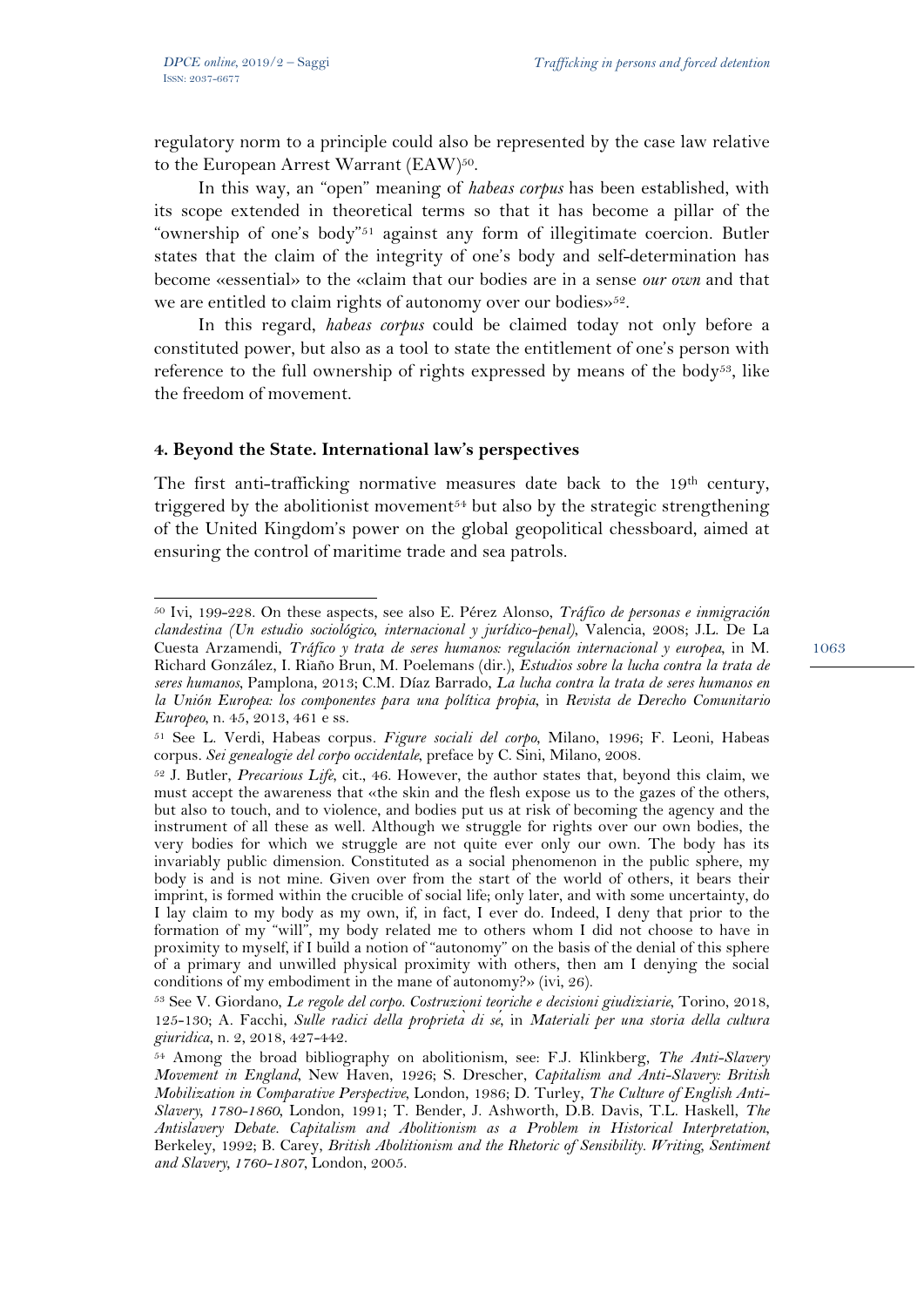regulatory norm to a principle could also be represented by the case law relative to the European Arrest Warrant (EAW)[50].

In this way, an "open" meaning of *habeas corpus* has been established, with its scope extended in theoretical terms so that it has become a pillar of the "ownership of one's body"[51] against any form of illegitimate coercion. Butler states that the claim of the integrity of one's body and self-determination has become «essential» to the «claim that our bodies are in a sense *our own* and that we are entitled to claim rights of autonomy over our bodies»[52].

In this regard, *habeas corpus* could be claimed today not only before a constituted power, but also as a tool to state the entitlement of one's person with reference to the full ownership of rights expressed by means of the body[53], like the freedom of movement.

### 4. Beyond the State. International law's perspectives

The first anti-trafficking normative measures date back to the 19th century, triggered by the abolitionist movement[54] but also by the strategic strengthening of the United Kingdom's power on the global geopolitical chessboard, aimed at ensuring the control of maritime trade and sea patrols.

---

[50] Ivi, 199-228. On these aspects, see also E. Pérez Alonso, *Tráfico de personas e inmigración clandestina (Un estudio sociológico, internacional y jurídico-penal)*, Valencia, 2008; J.L. De La Cuesta Arzamendi, *Tráfico y trata de seres humanos: regulación internacional y europea*, in M. Richard González, I. Riaño Brun, M. Poelemans (dir.), *Estudios sobre la lucha contra la trata de seres humanos*, Pamplona, 2013; C.M. Díaz Barrado, *La lucha contra la trata de seres humanos en la Unión Europea: los componentes para una política propia*, in *Revista de Derecho Comunitario Europeo*, n. 45, 2013, 461 e ss.

[51] See L. Verdi, Habeas corpus. *Figure sociali del corpo*, Milano, 1996; F. Leoni, Habeas corpus. *Sei genealogie del corpo occidentale*, preface by C. Sini, Milano, 2008.

[52] J. Butler, *Precarious Life*, cit., 46. However, the author states that, beyond this claim, we must accept the awareness that «the skin and the flesh expose us to the gazes of the others, but also to touch, and to violence, and bodies put us at risk of becoming the agency and the instrument of all these as well. Although we struggle for rights over our own bodies, the very bodies for which we struggle are not quite ever only our own. The body has its invariably public dimension. Constituted as a social phenomenon in the public sphere, my body is and is not mine. Given over from the start of the world of others, it bears their imprint, is formed within the crucible of social life; only later, and with some uncertainty, do I lay claim to my body as my own, if, in fact, I ever do. Indeed, I deny that prior to the formation of my "will", my body related me to others whom I did not choose to have in proximity to myself, if I build a notion of "autonomy" on the basis of the denial of this sphere of a primary and unwilled physical proximity with others, then am I denying the social conditions of my embodiment in the mane of autonomy?» (ivi, 26).

[53] See V. Giordano, *Le regole del corpo. Costruzioni teoriche e decisioni giudiziarie*, Torino, 2018, 125-130; A. Facchi, *Sulle radici della proprietà di sé*, in *Materiali per una storia della cultura giuridica*, n. 2, 2018, 427-442.

[54] Among the broad bibliography on abolitionism, see: F.J. Klinkberg, *The Anti-Slavery Movement in England*, New Haven, 1926; S. Drescher, *Capitalism and Anti-Slavery: British Mobilization in Comparative Perspective*, London, 1986; D. Turley, *The Culture of English Anti-Slavery, 1780-1860*, London, 1991; T. Bender, J. Ashworth, D.B. Davis, T.L. Haskell, *The Antislavery Debate. Capitalism and Abolitionism as a Problem in Historical Interpretation*, Berkeley, 1992; B. Carey, *British Abolitionism and the Rhetoric of Sensibility. Writing, Sentiment and Slavery, 1760-1807*, London, 2005.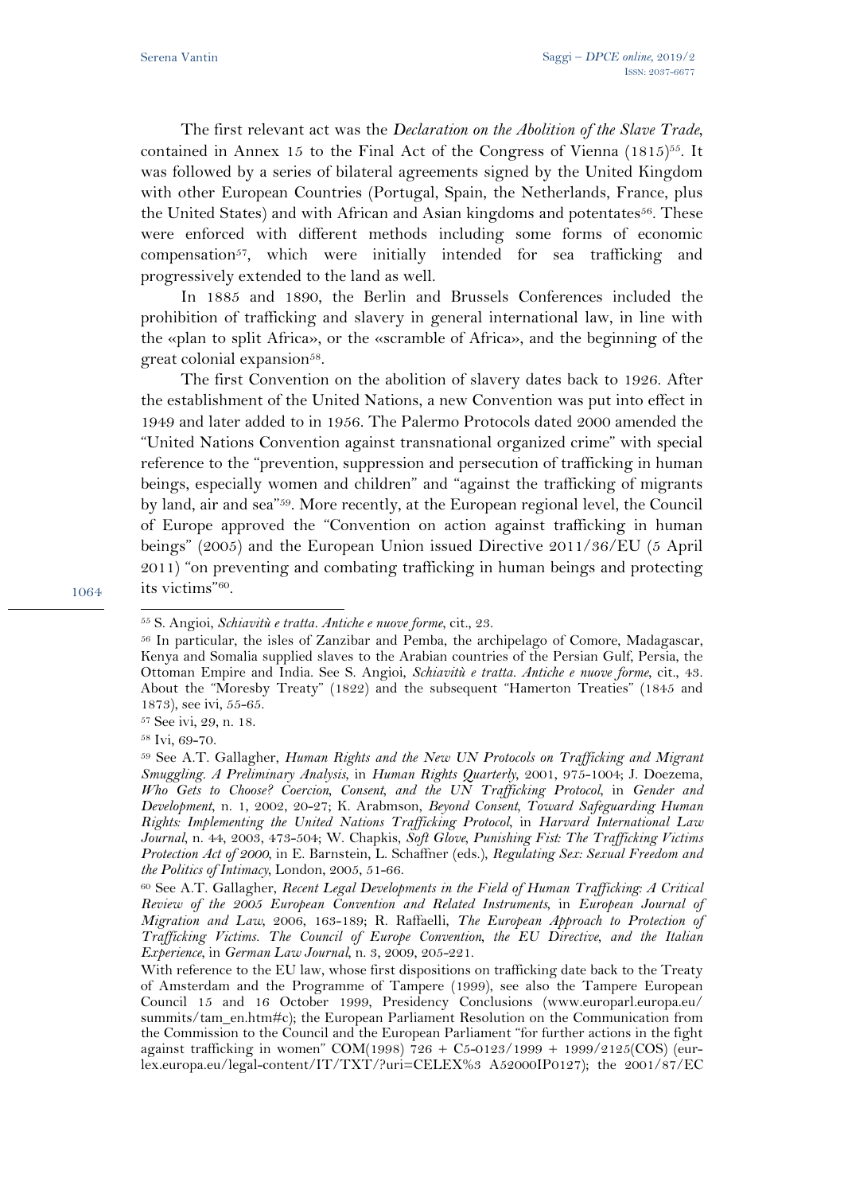The first relevant act was the *Declaration on the Abolition of the Slave Trade*, contained in Annex 15 to the Final Act of the Congress of Vienna (1815)[55]. It was followed by a series of bilateral agreements signed by the United Kingdom with other European Countries (Portugal, Spain, the Netherlands, France, plus the United States) and with African and Asian kingdoms and potentates[56]. These were enforced with different methods including some forms of economic compensation[57], which were initially intended for sea trafficking and progressively extended to the land as well.

In 1885 and 1890, the Berlin and Brussels Conferences included the prohibition of trafficking and slavery in general international law, in line with the «plan to split Africa», or the «scramble of Africa», and the beginning of the great colonial expansion[58].

The first Convention on the abolition of slavery dates back to 1926. After the establishment of the United Nations, a new Convention was put into effect in 1949 and later added to in 1956. The Palermo Protocols dated 2000 amended the "United Nations Convention against transnational organized crime" with special reference to the "prevention, suppression and persecution of trafficking in human beings, especially women and children" and "against the trafficking of migrants by land, air and sea"[59]. More recently, at the European regional level, the Council of Europe approved the "Convention on action against trafficking in human beings" (2005) and the European Union issued Directive 2011/36/EU (5 April 2011) "on preventing and combating trafficking in human beings and protecting its victims"[60].

---

[55] S. Angioi, *Schiavitù e tratta. Antiche e nuove forme*, cit., 23.

[56] In particular, the isles of Zanzibar and Pemba, the archipelago of Comore, Madagascar, Kenya and Somalia supplied slaves to the Arabian countries of the Persian Gulf, Persia, the Ottoman Empire and India. See S. Angioi, *Schiavitù e tratta. Antiche e nuove forme*, cit., 43. About the "Moresby Treaty" (1822) and the subsequent "Hamerton Treaties" (1845 and 1873), see ivi, 55-65.

[57] See ivi, 29, n. 18.

[58] Ivi, 69-70.

[59] See A.T. Gallagher, *Human Rights and the New UN Protocols on Trafficking and Migrant Smuggling. A Preliminary Analysis*, in *Human Rights Quarterly*, 2001, 975-1004; J. Doezema, *Who Gets to Choose? Coercion, Consent, and the UN Trafficking Protocol*, in *Gender and Development*, n. 1, 2002, 20-27; K. Arabmson, *Beyond Consent, Toward Safeguarding Human Rights: Implementing the United Nations Trafficking Protocol*, in *Harvard International Law Journal*, n. 44, 2003, 473-504; W. Chapkis, *Soft Glove, Punishing Fist: The Trafficking Victims Protection Act of 2000*, in E. Barnstein, L. Schaffner (eds.), *Regulating Sex: Sexual Freedom and the Politics of Intimacy*, London, 2005, 51-66.

[60] See A.T. Gallagher, *Recent Legal Developments in the Field of Human Trafficking: A Critical Review of the 2005 European Convention and Related Instruments*, in *European Journal of Migration and Law*, 2006, 163-189; R. Raffaelli, *The European Approach to Protection of Trafficking Victims. The Council of Europe Convention, the EU Directive, and the Italian Experience*, in *German Law Journal*, n. 3, 2009, 205-221.

With reference to the EU law, whose first dispositions on trafficking date back to the Treaty of Amsterdam and the Programme of Tampere (1999), see also the Tampere European Council 15 and 16 October 1999, Presidency Conclusions (www.europarl.europa.eu/summits/tam_en.htm#c); the European Parliament Resolution on the Communication from the Commission to the Council and the European Parliament "for further actions in the fight against trafficking in women" COM(1998) 726 + C5-0123/1999 + 1999/2125(COS) (eur-lex.europa.eu/legal-content/IT/TXT/?uri=CELEX%3 A52000IP0127); the 2001/87/EC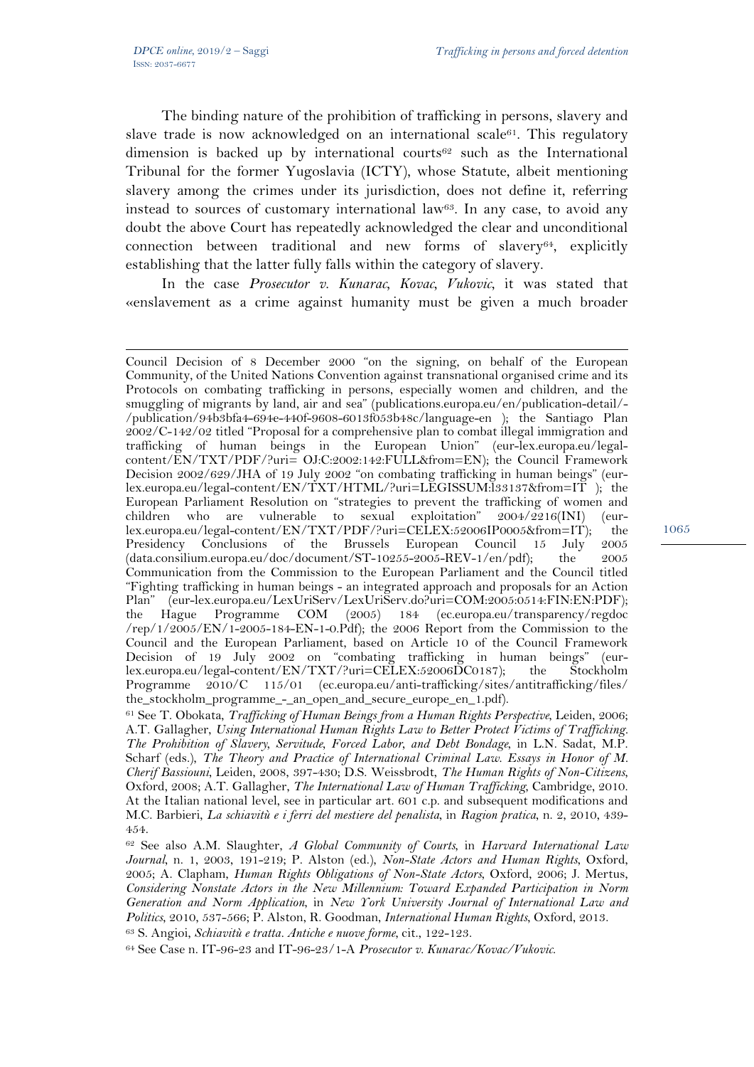The binding nature of the prohibition of trafficking in persons, slavery and slave trade is now acknowledged on an international scale[61]. This regulatory dimension is backed up by international courts[62] such as the International Tribunal for the former Yugoslavia (ICTY), whose Statute, albeit mentioning slavery among the crimes under its jurisdiction, does not define it, referring instead to sources of customary international law[63]. In any case, to avoid any doubt the above Court has repeatedly acknowledged the clear and unconditional connection between traditional and new forms of slavery[64], explicitly establishing that the latter fully falls within the category of slavery.

In the case *Prosecutor v. Kunarac, Kovac, Vukovic*, it was stated that «enslavement as a crime against humanity must be given a much broader

---

Council Decision of 8 December 2000 "on the signing, on behalf of the European Community, of the United Nations Convention against transnational organised crime and its Protocols on combating trafficking in persons, especially women and children, and the smuggling of migrants by land, air and sea" (publications.europa.eu/en/publication-detail/-/publication/94b3bfa4-694e-440f-9608-6013f053b48c/language-en ); the Santiago Plan 2002/C-142/02 titled "Proposal for a comprehensive plan to combat illegal immigration and trafficking of human beings in the European Union" (eur-lex.europa.eu/legal-content/EN/TXT/PDF/?uri= OJ:C:2002:142:FULL&from=EN); the Council Framework Decision 2002/629/JHA of 19 July 2002 "on combating trafficking in human beings" (eur-lex.europa.eu/legal-content/EN/TXT/HTML/?uri=LEGISSUM:l33137&from=IT ); the European Parliament Resolution on "strategies to prevent the trafficking of women and children who are vulnerable to sexual exploitation" 2004/2216(INI) (eur-lex.europa.eu/legal-content/EN/TXT/PDF/?uri=CELEX:52006IP0005&from=IT); the Presidency Conclusions of the Brussels European Council 15 July 2005 (data.consilium.europa.eu/doc/document/ST-10255-2005-REV-1/en/pdf); the 2005 Communication from the Commission to the European Parliament and the Council titled "Fighting trafficking in human beings - an integrated approach and proposals for an Action Plan" (eur-lex.europa.eu/LexUriServ/LexUriServ.do?uri=COM:2005:0514:FIN:EN:PDF); the Hague Programme COM (2005) 184 (ec.europa.eu/transparency/regdoc/rep/1/2005/EN/1-2005-184-EN-1-0.Pdf); the 2006 Report from the Commission to the Council and the European Parliament, based on Article 10 of the Council Framework Decision of 19 July 2002 on "combating trafficking in human beings" (eur-lex.europa.eu/legal-content/EN/TXT/?uri=CELEX:52006DC0187); the Stockholm Programme 2010/C 115/01 (ec.europa.eu/anti-trafficking/sites/antitrafficking/files/the_stockholm_programme_-_an_open_and_secure_europe_en_1.pdf).

[61] See T. Obokata, *Trafficking of Human Beings from a Human Rights Perspective*, Leiden, 2006; A.T. Gallagher, *Using International Human Rights Law to Better Protect Victims of Trafficking. The Prohibition of Slavery, Servitude, Forced Labor, and Debt Bondage*, in L.N. Sadat, M.P. Scharf (eds.), *The Theory and Practice of International Criminal Law. Essays in Honor of M. Cherif Bassiouni*, Leiden, 2008, 397-430; D.S. Weissbrodt, *The Human Rights of Non-Citizens*, Oxford, 2008; A.T. Gallagher, *The International Law of Human Trafficking*, Cambridge, 2010. At the Italian national level, see in particular art. 601 c.p. and subsequent modifications and M.C. Barbieri, *La schiavitù e i ferri del mestiere del penalista*, in *Ragion pratica*, n. 2, 2010, 439-454.

[62] See also A.M. Slaughter, *A Global Community of Courts*, in *Harvard International Law Journal*, n. 1, 2003, 191-219; P. Alston (ed.), *Non-State Actors and Human Rights*, Oxford, 2005; A. Clapham, *Human Rights Obligations of Non-State Actors*, Oxford, 2006; J. Mertus, *Considering Nonstate Actors in the New Millennium: Toward Expanded Participation in Norm Generation and Norm Application*, in *New York University Journal of International Law and Politics*, 2010, 537-566; P. Alston, R. Goodman, *International Human Rights*, Oxford, 2013.

[63] S. Angioi, *Schiavitù e tratta. Antiche e nuove forme*, cit., 122-123.

[64] See Case n. IT-96-23 and IT-96-23/1-A *Prosecutor v. Kunarac/Kovac/Vukovic*.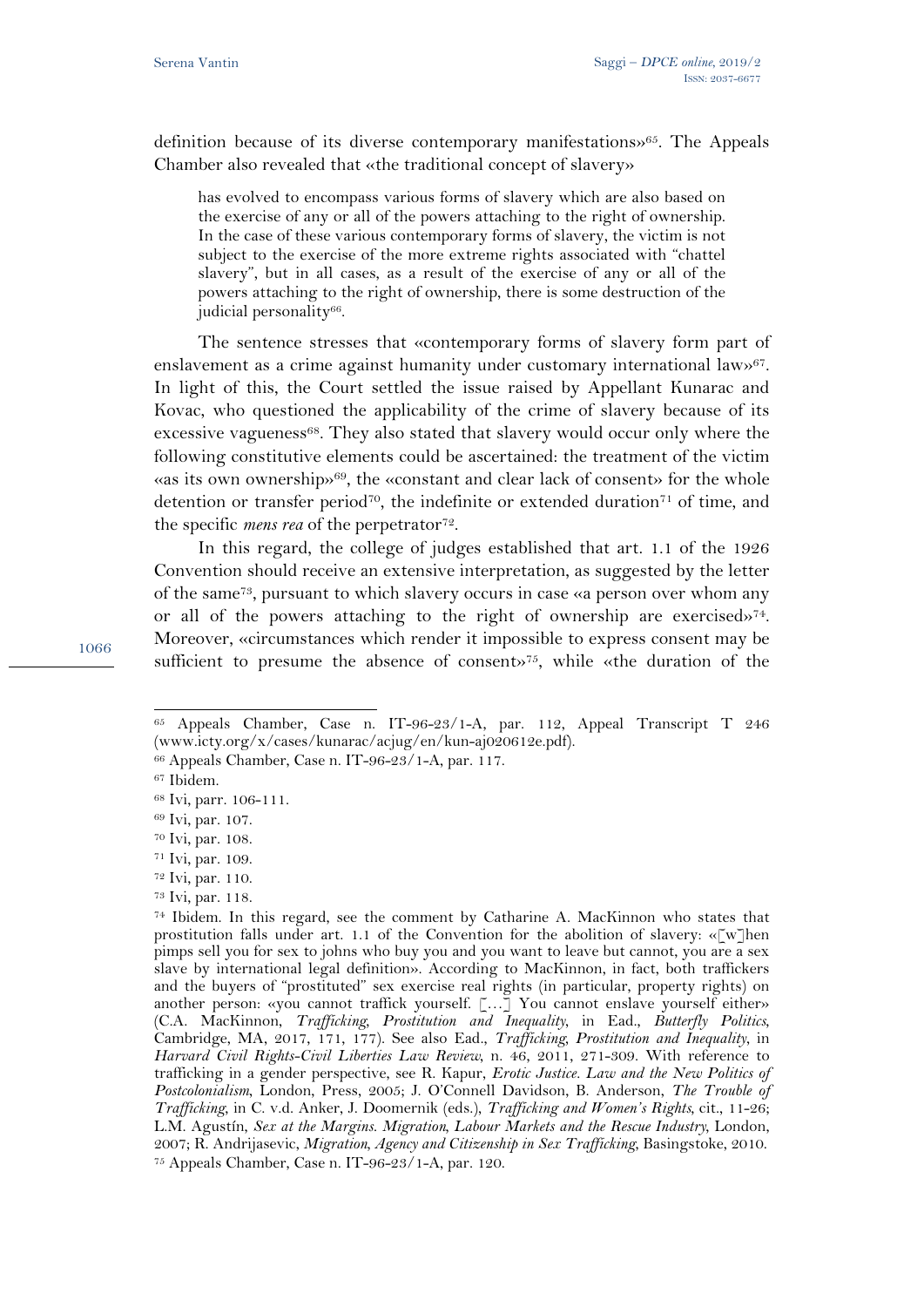definition because of its diverse contemporary manifestations»[65]. The Appeals Chamber also revealed that «the traditional concept of slavery»

> has evolved to encompass various forms of slavery which are also based on the exercise of any or all of the powers attaching to the right of ownership. In the case of these various contemporary forms of slavery, the victim is not subject to the exercise of the more extreme rights associated with "chattel slavery", but in all cases, as a result of the exercise of any or all of the powers attaching to the right of ownership, there is some destruction of the judicial personality[66].

The sentence stresses that «contemporary forms of slavery form part of enslavement as a crime against humanity under customary international law»[67]. In light of this, the Court settled the issue raised by Appellant Kunarac and Kovac, who questioned the applicability of the crime of slavery because of its excessive vagueness[68]. They also stated that slavery would occur only where the following constitutive elements could be ascertained: the treatment of the victim «as its own ownership»[69], the «constant and clear lack of consent» for the whole detention or transfer period[70], the indefinite or extended duration[71] of time, and the specific *mens rea* of the perpetrator[72].

In this regard, the college of judges established that art. 1.1 of the 1926 Convention should receive an extensive interpretation, as suggested by the letter of the same[73], pursuant to which slavery occurs in case «a person over whom any or all of the powers attaching to the right of ownership are exercised»[74]. Moreover, «circumstances which render it impossible to express consent may be sufficient to presume the absence of consent»[75], while «the duration of the

---

[65] Appeals Chamber, Case n. IT-96-23/1-A, par. 112, Appeal Transcript T 246 (www.icty.org/x/cases/kunarac/acjug/en/kun-aj020612e.pdf).

[66] Appeals Chamber, Case n. IT-96-23/1-A, par. 117.

[67] Ibidem.

[68] Ivi, parr. 106-111.

[69] Ivi, par. 107.

[70] Ivi, par. 108.

[71] Ivi, par. 109.

[72] Ivi, par. 110.

[73] Ivi, par. 118.

[74] Ibidem. In this regard, see the comment by Catharine A. MacKinnon who states that prostitution falls under art. 1.1 of the Convention for the abolition of slavery: «[w]hen pimps sell you for sex to johns who buy you and you want to leave but cannot, you are a sex slave by international legal definition». According to MacKinnon, in fact, both traffickers and the buyers of "prostituted" sex exercise real rights (in particular, property rights) on another person: «you cannot traffick yourself. […] You cannot enslave yourself either» (C.A. MacKinnon, *Trafficking, Prostitution and Inequality*, in Ead., *Butterfly Politics*, Cambridge, MA, 2017, 171, 177). See also Ead., *Trafficking, Prostitution and Inequality*, in *Harvard Civil Rights-Civil Liberties Law Review*, n. 46, 2011, 271-309. With reference to trafficking in a gender perspective, see R. Kapur, *Erotic Justice. Law and the New Politics of Postcolonialism*, London, Press, 2005; J. O'Connell Davidson, B. Anderson, *The Trouble of Trafficking*, in C. v.d. Anker, J. Doomernik (eds.), *Trafficking and Women's Rights*, cit., 11-26; L.M. Agustín, *Sex at the Margins. Migration, Labour Markets and the Rescue Industry*, London, 2007; R. Andrijasevic, *Migration, Agency and Citizenship in Sex Trafficking*, Basingstoke, 2010.

[75] Appeals Chamber, Case n. IT-96-23/1-A, par. 120.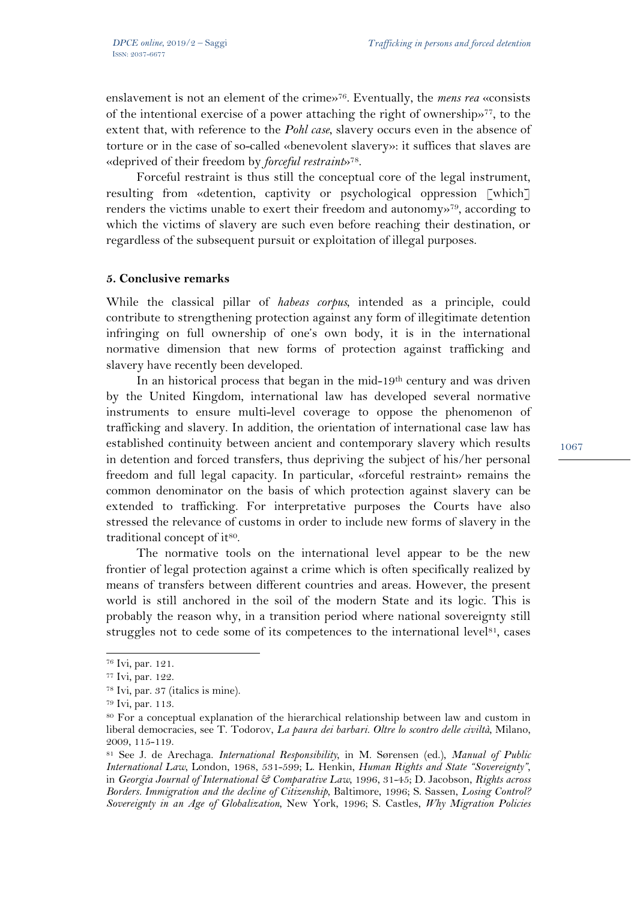enslavement is not an element of the crime»[76]. Eventually, the *mens rea* «consists of the intentional exercise of a power attaching the right of ownership»[77], to the extent that, with reference to the *Pohl case*, slavery occurs even in the absence of torture or in the case of so-called «benevolent slavery»: it suffices that slaves are «deprived of their freedom by *forceful restraint*»[78].

Forceful restraint is thus still the conceptual core of the legal instrument, resulting from «detention, captivity or psychological oppression [which] renders the victims unable to exert their freedom and autonomy»[79], according to which the victims of slavery are such even before reaching their destination, or regardless of the subsequent pursuit or exploitation of illegal purposes.

### 5. Conclusive remarks

While the classical pillar of *habeas corpus*, intended as a principle, could contribute to strengthening protection against any form of illegitimate detention infringing on full ownership of one's own body, it is in the international normative dimension that new forms of protection against trafficking and slavery have recently been developed.

In an historical process that began in the mid-19th century and was driven by the United Kingdom, international law has developed several normative instruments to ensure multi-level coverage to oppose the phenomenon of trafficking and slavery. In addition, the orientation of international case law has established continuity between ancient and contemporary slavery which results in detention and forced transfers, thus depriving the subject of his/her personal freedom and full legal capacity. In particular, «forceful restraint» remains the common denominator on the basis of which protection against slavery can be extended to trafficking. For interpretative purposes the Courts have also stressed the relevance of customs in order to include new forms of slavery in the traditional concept of it[80].

The normative tools on the international level appear to be the new frontier of legal protection against a crime which is often specifically realized by means of transfers between different countries and areas. However, the present world is still anchored in the soil of the modern State and its logic. This is probably the reason why, in a transition period where national sovereignty still struggles not to cede some of its competences to the international level[81], cases

---

[76] Ivi, par. 121.

[77] Ivi, par. 122.

[78] Ivi, par. 37 (italics is mine).

[79] Ivi, par. 113.

[80] For a conceptual explanation of the hierarchical relationship between law and custom in liberal democracies, see T. Todorov, *La paura dei barbari. Oltre lo scontro delle civiltà*, Milano, 2009, 115-119.

[81] See J. de Arechaga. *International Responsibility*, in M. Sørensen (ed.), *Manual of Public International Law*, London, 1968, 531-599; L. Henkin, *Human Rights and State "Sovereignty"*, in *Georgia Journal of International & Comparative Law*, 1996, 31-45; D. Jacobson, *Rights across Borders. Immigration and the decline of Citizenship*, Baltimore, 1996; S. Sassen, *Losing Control? Sovereignty in an Age of Globalization*, New York, 1996; S. Castles, *Why Migration Policies*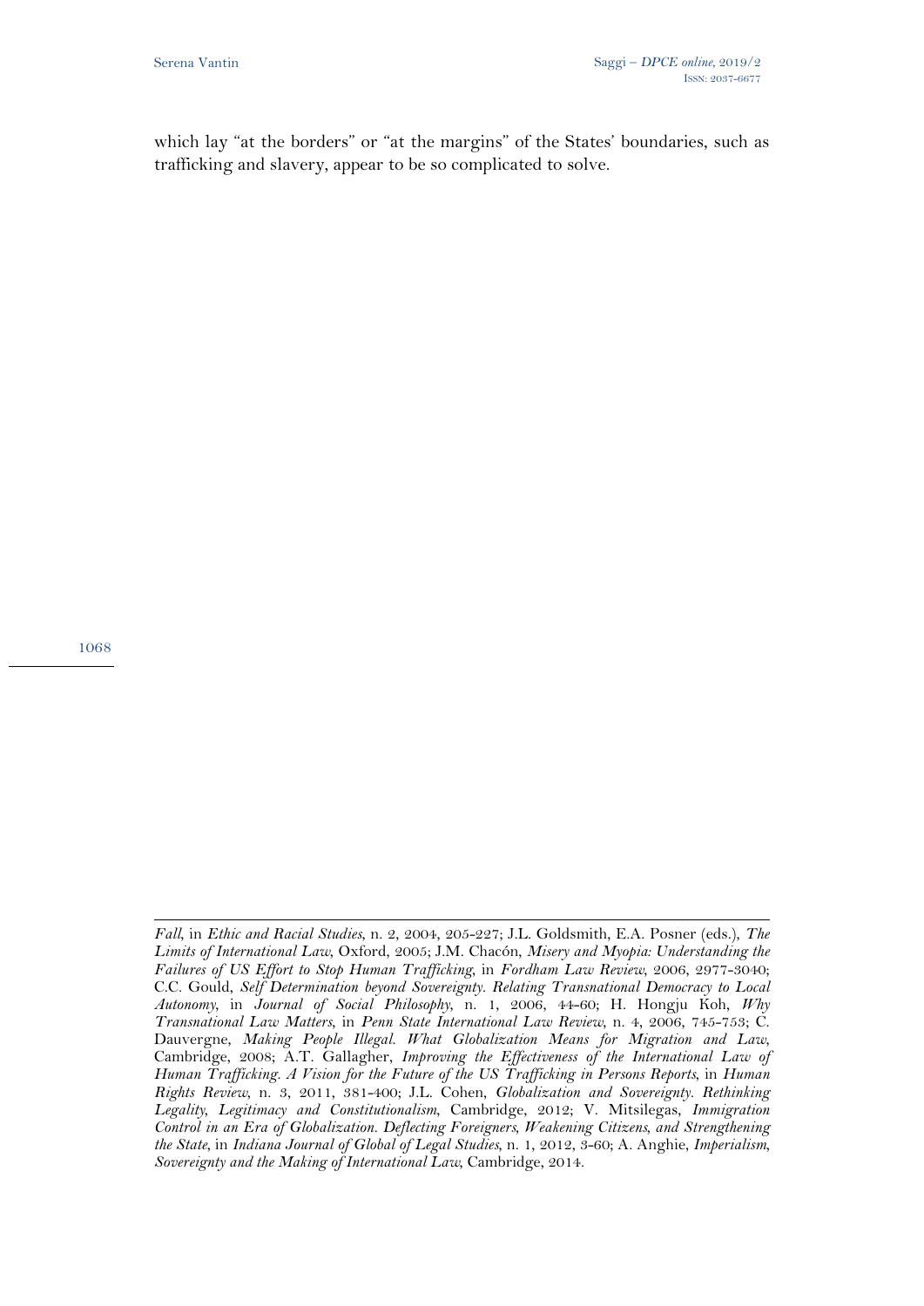which lay "at the borders" or "at the margins" of the States' boundaries, such as trafficking and slavery, appear to be so complicated to solve.

---

*Fall*, in *Ethic and Racial Studies*, n. 2, 2004, 205-227; J.L. Goldsmith, E.A. Posner (eds.), *The Limits of International Law*, Oxford, 2005; J.M. Chacón, *Misery and Myopia: Understanding the Failures of US Effort to Stop Human Trafficking*, in *Fordham Law Review*, 2006, 2977-3040; C.C. Gould, *Self Determination beyond Sovereignty. Relating Transnational Democracy to Local Autonomy*, in *Journal of Social Philosophy*, n. 1, 2006, 44-60; H. Hongju Koh, *Why Transnational Law Matters*, in *Penn State International Law Review*, n. 4, 2006, 745-753; C. Dauvergne, *Making People Illegal. What Globalization Means for Migration and Law*, Cambridge, 2008; A.T. Gallagher, *Improving the Effectiveness of the International Law of Human Trafficking. A Vision for the Future of the US Trafficking in Persons Reports*, in *Human Rights Review*, n. 3, 2011, 381-400; J.L. Cohen, *Globalization and Sovereignty. Rethinking Legality, Legitimacy and Constitutionalism*, Cambridge, 2012; V. Mitsilegas, *Immigration Control in an Era of Globalization. Deflecting Foreigners, Weakening Citizens, and Strengthening the State*, in *Indiana Journal of Global of Legal Studies*, n. 1, 2012, 3-60; A. Anghie, *Imperialism, Sovereignty and the Making of International Law*, Cambridge, 2014.